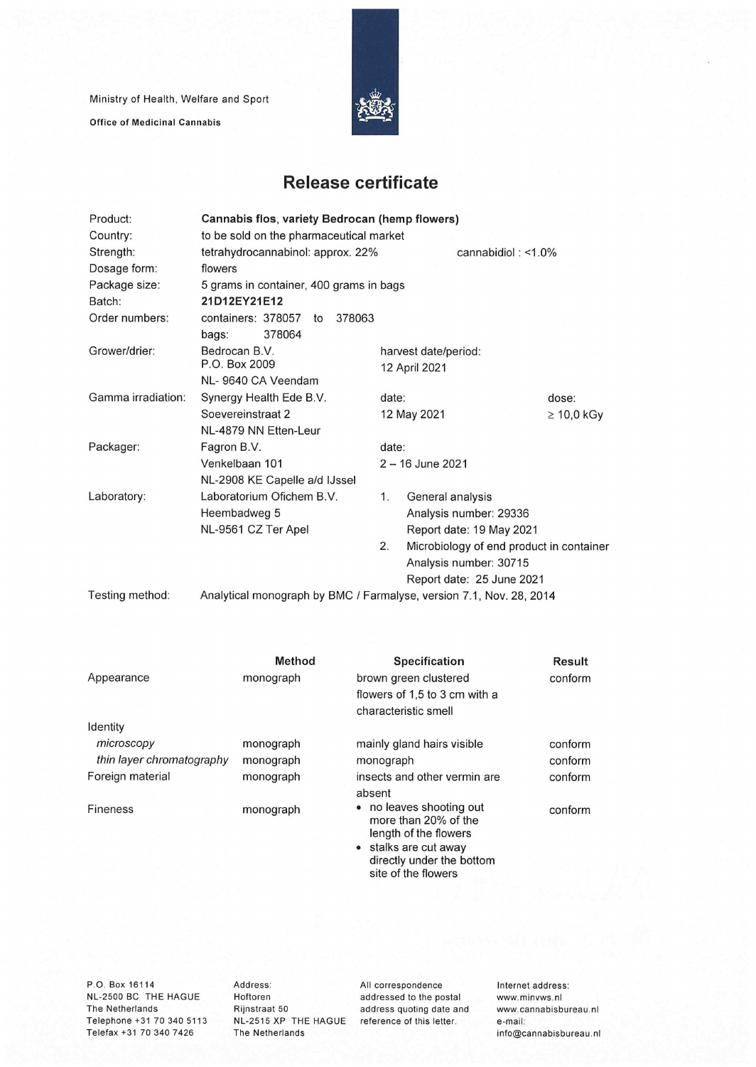Ministry of Health, Welfare and Sport

**Office of Medicinal Cannabis**

# Release certificate

| | | | |
|---|---|---|---|
| Product: | **Cannabis flos, variety Bedrocan (hemp flowers)** | | |
| Country: | to be sold on the pharmaceutical market | | |
| Strength: | tetrahydrocannabinol: approx. 22% | cannabidiol : <1.0% | |
| Dosage form: | flowers | | |
| Package size: | 5 grams in container, 400 grams in bags | | |
| Batch: | **21D12EY21E12** | | |
| Order numbers: | containers: 378057 to 378063<br>bags: 378064 | | |
| Grower/drier: | Bedrocan B.V.<br>P.O. Box 2009<br>NL- 9640 CA Veendam | harvest date/period:<br>12 April 2021 | |
| Gamma irradiation: | Synergy Health Ede B.V.<br>Soevereinstraat 2<br>NL-4879 NN Etten-Leur | date:<br>12 May 2021 | dose:<br>≥ 10,0 kGy |
| Packager: | Fagron B.V.<br>Venkelbaan 101<br>NL-2908 KE Capelle a/d IJssel | date:<br>2 – 16 June 2021 | |
| Laboratory: | Laboratorium Ofichem B.V.<br>Heembadweg 5<br>NL-9561 CZ Ter Apel | 1. General analysis<br>Analysis number: 29336<br>Report date: 19 May 2021<br>2. Microbiology of end product in container<br>Analysis number: 30715<br>Report date: 25 June 2021 | |
| Testing method: | Analytical monograph by BMC / Farmalyse, version 7.1, Nov. 28, 2014 | | |

| | Method | Specification | Result |
|---|---|---|---|
| Appearance | monograph | brown green clustered flowers of 1,5 to 3 cm with a characteristic smell | conform |
| Identity | | | |
| *microscopy* | monograph | mainly gland hairs visible | conform |
| *thin layer chromatography* | monograph | monograph | conform |
| Foreign material | monograph | insects and other vermin are absent | conform |
| Fineness | monograph | • no leaves shooting out more than 20% of the length of the flowers<br>• stalks are cut away directly under the bottom site of the flowers | conform |

P.O. Box 16114
NL-2500 BC THE HAGUE
The Netherlands
Telephone +31 70 340 5113
Telefax +31 70 340 7426

Address:
Hoftoren
Rijnstraat 50
NL-2515 XP THE HAGUE
The Netherlands

All correspondence addressed to the postal address quoting date and reference of this letter.

Internet address:
www.minvws.nl
www.cannabisbureau.nl
e-mail:
info@cannabisbureau.nl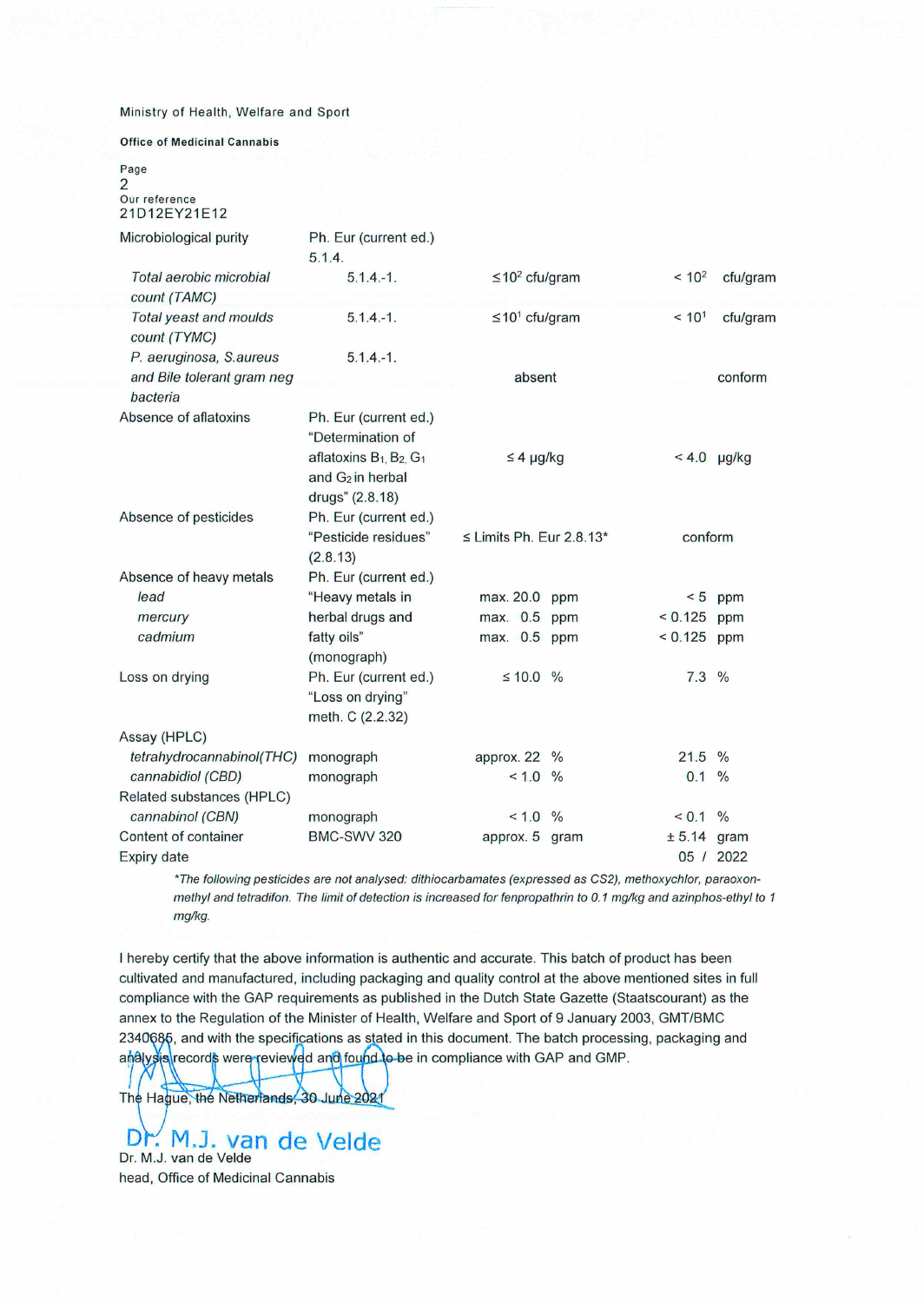Ministry of Health, Welfare and Sport

**Office of Medicinal Cannabis**

Page
2

Our reference
21D12EY21E12

| | | | |
|---|---|---|---|
| Microbiological purity | Ph. Eur (current ed.) 5.1.4. | | |
| *Total aerobic microbial count (TAMC)* | 5.1.4.-1. | $\leq 10^2$ cfu/gram | $< 10^2$ cfu/gram |
| *Total yeast and moulds count (TYMC)* | 5.1.4.-1. | $\leq 10^1$ cfu/gram | $< 10^1$ cfu/gram |
| *P. aeruginosa, S.aureus and Bile tolerant gram neg bacteria* | 5.1.4.-1. | absent | conform |
| Absence of aflatoxins | Ph. Eur (current ed.) "Determination of aflatoxins $B_1$, $B_2$, $G_1$ and $G_2$ in herbal drugs" (2.8.18) | ≤ 4 µg/kg | < 4.0 µg/kg |
| Absence of pesticides | Ph. Eur (current ed.) "Pesticide residues" (2.8.13) | ≤ Limits Ph. Eur 2.8.13* | conform |
| Absence of heavy metals | Ph. Eur (current ed.) "Heavy metals in herbal drugs and fatty oils" (monograph) | | |
| *lead* | | max. 20.0 ppm | < 5 ppm |
| *mercury* | | max. 0.5 ppm | < 0.125 ppm |
| *cadmium* | | max. 0.5 ppm | < 0.125 ppm |
| Loss on drying | Ph. Eur (current ed.) "Loss on drying" meth. C (2.2.32) | ≤ 10.0 % | 7.3 % |
| Assay (HPLC) | | | |
| *tetrahydrocannabinol(THC)* | monograph | approx. 22 % | 21.5 % |
| *cannabidiol (CBD)* | monograph | < 1.0 % | 0.1 % |
| Related substances (HPLC) | | | |
| *cannabinol (CBN)* | monograph | < 1.0 % | < 0.1 % |
| Content of container | BMC-SWV 320 | approx. 5 gram | ± 5.14 gram |
| Expiry date | | | 05 / 2022 |

*\*The following pesticides are not analysed: dithiocarbamates (expressed as CS2), methoxychlor, paraoxon-methyl and tetradifon. The limit of detection is increased for fenpropathrin to 0.1 mg/kg and azinphos-ethyl to 1 mg/kg.*

I hereby certify that the above information is authentic and accurate. This batch of product has been cultivated and manufactured, including packaging and quality control at the above mentioned sites in full compliance with the GAP requirements as published in the Dutch State Gazette (Staatscourant) as the annex to the Regulation of the Minister of Health, Welfare and Sport of 9 January 2003, GMT/BMC 2340686, and with the specifications as stated in this document. The batch processing, packaging and analysis records were reviewed and found to be in compliance with GAP and GMP.

The Hague, the Netherlands, 30 June 2021

Dr. M.J. van de Velde

Dr. M.J. van de Velde
head, Office of Medicinal Cannabis